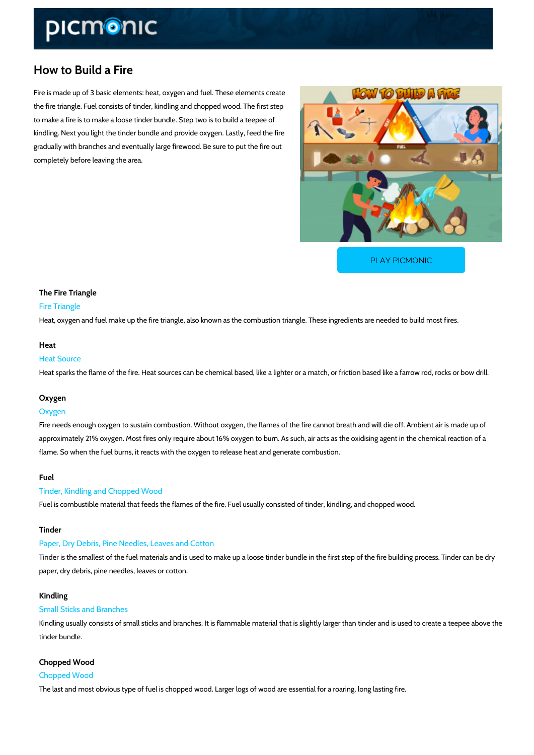# How to Build a Fire

Fire is made up of 3 basic elements: heat, oxygen and fuel. These elements create the fire triangle. Fuel consists of tinder, kindling and chopped wood. The first step to make a fire is to make a loose tinder bundle. Step two is to build a teepee of kindling. Next you light the tinder bundle and provide oxygen. Lastly, feed the fire gradually with branches and eventually large firewood. Be sure to put the fire out completely before leaving the area.

PLAY PICMONIC

### The Fire Triangle

Fire Triangle

Heat, oxygen and fuel make up the fire triangle, also known as the combustion triangle. These ingredients are needed to build most fires.

### Heat

Heat Source

Heat sparks the flame of the fire. Heat sources can be chemical based, like a lighter or a match, or friction based like a farrow rod, rocks or bow drill.

### Oxygen

Oxygen

Fire needs enough oxygen to sustain combustion. Without oxygen, the flames of the fire cannot breath and will die off. Ambient air is made up of approximately 21% oxygen. Most fires only require about 16% oxygen to burn. As such, air acts as the oxidising agent in the chemical reaction of a flame. So when the fuel burns, it reacts with the oxygen to release heat and generate combustion.

### Fuel

Tinder, Kindling and Chopped Wood

Fuel is combustible material that feeds the flames of the fire. Fuel usually consisted of tinder, kindling, and chopped wood.

### Tinder

Paper, Dry Debris, Pine Needles, Leaves and Cotton

Tinder is the smallest of the fuel materials and is used to make up a loose tinder bundle in the first step of the fire building process. Tinder can be dry paper, dry debris, pine needles, leaves or cotton.

### Kindling

Small Sticks and Branches

Kindling usually consists of small sticks and branches. It is flammable material that is slightly larger than tinder and is used to create a teepee above the tinder bundle.

### Chopped Wood

Chopped Wood

The last and most obvious type of fuel is chopped wood. Larger logs of wood are essential for a roaring, long lasting fire.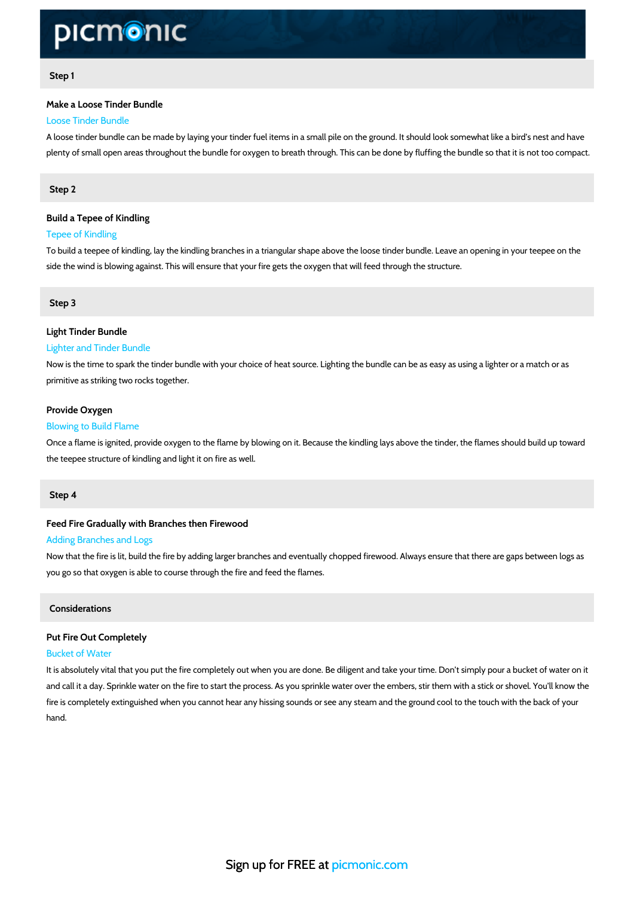## Step 1

### Make a Loose Tinder Bundle

Loose Tinder Bundle

A loose tinder bundle can be made by laying your tinder fuel items in a small pile on the ground. It should look somewhat like a bird's nest and have plenty of small open areas throughout the bundle for oxygen to breath through. This can be done by fluffing the bundle so that it is not too compact.

## Step 2

### Build a Tepee of Kindling

Tepee of Kindling

To build a teepee of kindling, lay the kindling branches in a triangular shape above the loose tinder bundle. Leave an opening in your teepee on the side the wind is blowing against. This will ensure that your fire gets the oxygen that will feed through the structure.

## Step 3

### Light Tinder Bundle

Lighter and Tinder Bundle

Now is the time to spark the tinder bundle with your choice of heat source. Lighting the bundle can be as easy as using a lighter or a match or as primitive as striking two rocks together.

### Provide Oxygen

Blowing to Build Flame

Once a flame is ignited, provide oxygen to the flame by blowing on it. Because the kindling lays above the tinder, the flames should build up toward the teepee structure of kindling and light it on fire as well.

## Step 4

### Feed Fire Gradually with Branches then Firewood

Adding Branches and Logs

Now that the fire is lit, build the fire by adding larger branches and eventually chopped firewood. Always ensure that there are gaps between logs as you go so that oxygen is able to course through the fire and feed the flames.

## Considerations

### Put Fire Out Completely

Bucket of Water

It is absolutely vital that you put the fire completely out when you are done. Be diligent and take your time. Don't simply pour a bucket of water on it and call it a day. Sprinkle water on the fire to start the process. As you sprinkle water over the embers, stir them with a stick or shovel. You'll know the fire is completely extinguished when you cannot hear any hissing sounds or see any steam and the ground cool to the touch with the back of your hand.